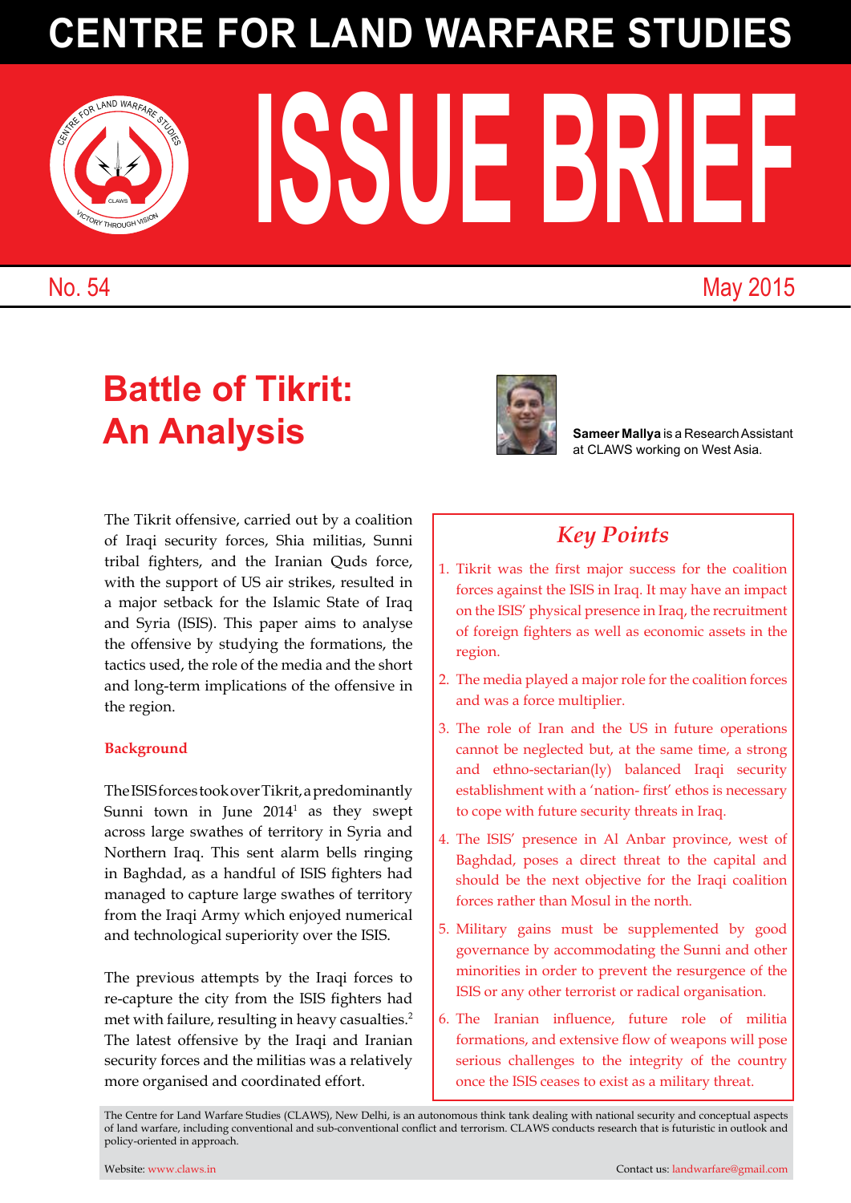# CENTRE FOR LAND WARFARE STUDIES

# ISSUE BRIEF

No. 54 May 2015

## Battle of Tikrit: An Analysis

**Sameer Mallya** is a Research Assistant at CLAWS working on West Asia.

The Tikrit offensive, carried out by a coalition of Iraqi security forces, Shia militias, Sunni tribal fighters, and the Iranian Quds force, with the support of US air strikes, resulted in a major setback for the Islamic State of Iraq and Syria (ISIS). This paper aims to analyse the offensive by studying the formations, the tactics used, the role of the media and the short and long-term implications of the offensive in the region.

### Background

The ISIS forces took over Tikrit, a predominantly Sunni town in June 2014[1] as they swept across large swathes of territory in Syria and Northern Iraq. This sent alarm bells ringing in Baghdad, as a handful of ISIS fighters had managed to capture large swathes of territory from the Iraqi Army which enjoyed numerical and technological superiority over the ISIS.

The previous attempts by the Iraqi forces to re-capture the city from the ISIS fighters had met with failure, resulting in heavy casualties.[2] The latest offensive by the Iraqi and Iranian security forces and the militias was a relatively more organised and coordinated effort.

### *Key Points*

1. Tikrit was the first major success for the coalition forces against the ISIS in Iraq. It may have an impact on the ISIS' physical presence in Iraq, the recruitment of foreign fighters as well as economic assets in the region.
2. The media played a major role for the coalition forces and was a force multiplier.
3. The role of Iran and the US in future operations cannot be neglected but, at the same time, a strong and ethno-sectarian(ly) balanced Iraqi security establishment with a 'nation- first' ethos is necessary to cope with future security threats in Iraq.
4. The ISIS' presence in Al Anbar province, west of Baghdad, poses a direct threat to the capital and should be the next objective for the Iraqi coalition forces rather than Mosul in the north.
5. Military gains must be supplemented by good governance by accommodating the Sunni and other minorities in order to prevent the resurgence of the ISIS or any other terrorist or radical organisation.
6. The Iranian influence, future role of militia formations, and extensive flow of weapons will pose serious challenges to the integrity of the country once the ISIS ceases to exist as a military threat.

The Centre for Land Warfare Studies (CLAWS), New Delhi, is an autonomous think tank dealing with national security and conceptual aspects of land warfare, including conventional and sub-conventional conflict and terrorism. CLAWS conducts research that is futuristic in outlook and policy-oriented in approach.

Website: www.claws.in Contact us: landwarfare@gmail.com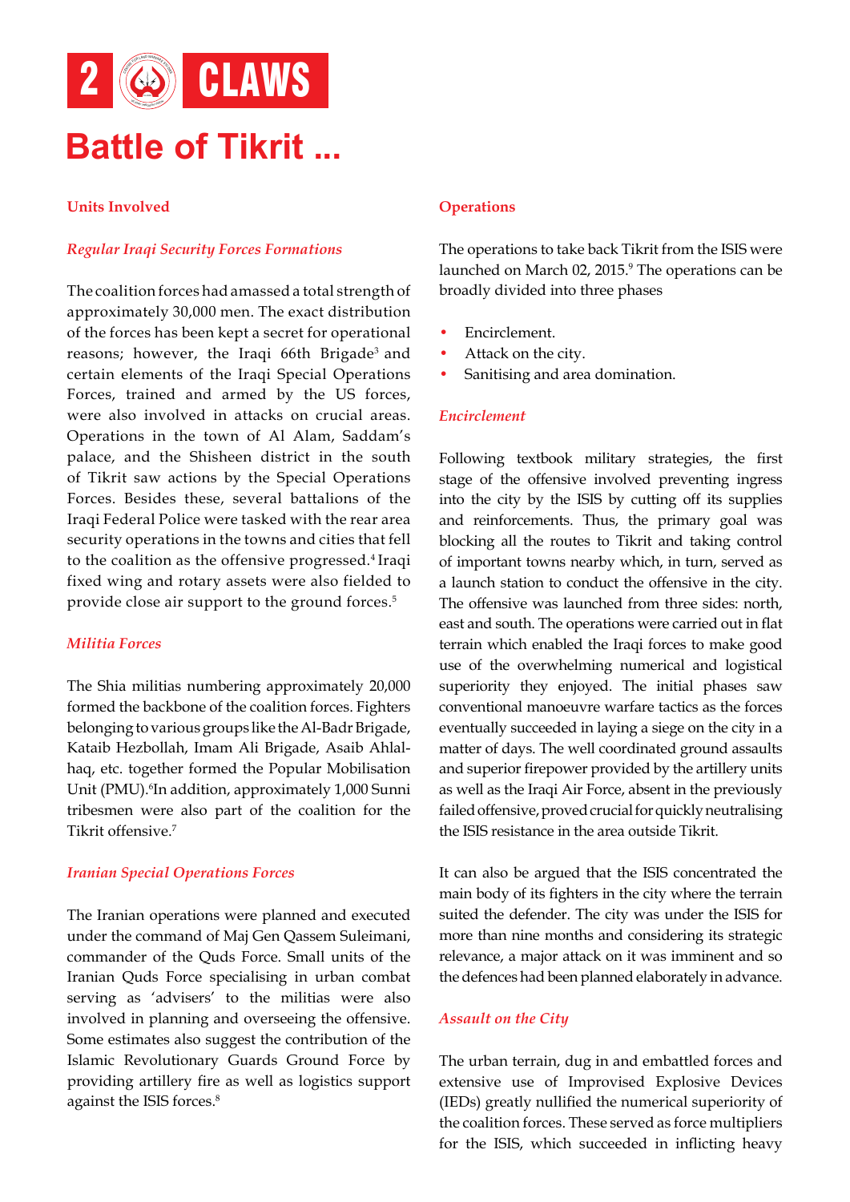# Battle of Tikrit ...

## Units Involved

### *Regular Iraqi Security Forces Formations*

The coalition forces had amassed a total strength of approximately 30,000 men. The exact distribution of the forces has been kept a secret for operational reasons; however, the Iraqi 66th Brigade[3] and certain elements of the Iraqi Special Operations Forces, trained and armed by the US forces, were also involved in attacks on crucial areas. Operations in the town of Al Alam, Saddam's palace, and the Shisheen district in the south of Tikrit saw actions by the Special Operations Forces. Besides these, several battalions of the Iraqi Federal Police were tasked with the rear area security operations in the towns and cities that fell to the coalition as the offensive progressed.[4] Iraqi fixed wing and rotary assets were also fielded to provide close air support to the ground forces.[5]

### *Militia Forces*

The Shia militias numbering approximately 20,000 formed the backbone of the coalition forces. Fighters belonging to various groups like the Al-Badr Brigade, Kataib Hezbollah, Imam Ali Brigade, Asaib Ahlal-haq, etc. together formed the Popular Mobilisation Unit (PMU).[6]In addition, approximately 1,000 Sunni tribesmen were also part of the coalition for the Tikrit offensive.[7]

### *Iranian Special Operations Forces*

The Iranian operations were planned and executed under the command of Maj Gen Qassem Suleimani, commander of the Quds Force. Small units of the Iranian Quds Force specialising in urban combat serving as 'advisers' to the militias were also involved in planning and overseeing the offensive. Some estimates also suggest the contribution of the Islamic Revolutionary Guards Ground Force by providing artillery fire as well as logistics support against the ISIS forces.[8]

## Operations

The operations to take back Tikrit from the ISIS were launched on March 02, 2015.[9] The operations can be broadly divided into three phases

- Encirclement.
- Attack on the city.
- Sanitising and area domination.

### *Encirclement*

Following textbook military strategies, the first stage of the offensive involved preventing ingress into the city by the ISIS by cutting off its supplies and reinforcements. Thus, the primary goal was blocking all the routes to Tikrit and taking control of important towns nearby which, in turn, served as a launch station to conduct the offensive in the city. The offensive was launched from three sides: north, east and south. The operations were carried out in flat terrain which enabled the Iraqi forces to make good use of the overwhelming numerical and logistical superiority they enjoyed. The initial phases saw conventional manoeuvre warfare tactics as the forces eventually succeeded in laying a siege on the city in a matter of days. The well coordinated ground assaults and superior firepower provided by the artillery units as well as the Iraqi Air Force, absent in the previously failed offensive, proved crucial for quickly neutralising the ISIS resistance in the area outside Tikrit.

It can also be argued that the ISIS concentrated the main body of its fighters in the city where the terrain suited the defender. The city was under the ISIS for more than nine months and considering its strategic relevance, a major attack on it was imminent and so the defences had been planned elaborately in advance.

### *Assault on the City*

The urban terrain, dug in and embattled forces and extensive use of Improvised Explosive Devices (IEDs) greatly nullified the numerical superiority of the coalition forces. These served as force multipliers for the ISIS, which succeeded in inflicting heavy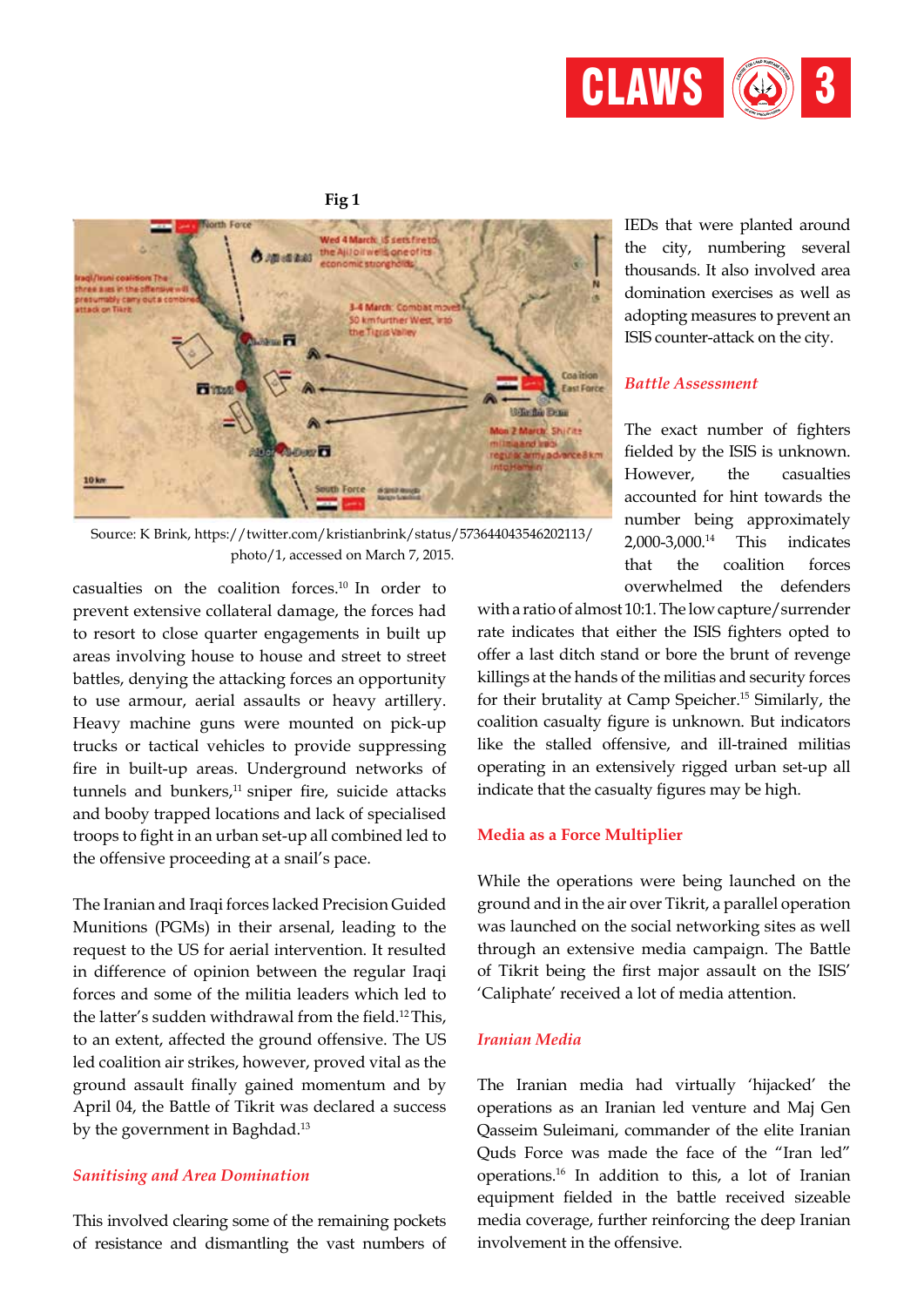Fig 1

Source: K Brink, https://twitter.com/kristianbrink/status/573644043546202113/photo/1, accessed on March 7, 2015.

casualties on the coalition forces.[10] In order to prevent extensive collateral damage, the forces had to resort to close quarter engagements in built up areas involving house to house and street to street battles, denying the attacking forces an opportunity to use armour, aerial assaults or heavy artillery. Heavy machine guns were mounted on pick-up trucks or tactical vehicles to provide suppressing fire in built-up areas. Underground networks of tunnels and bunkers,[11] sniper fire, suicide attacks and booby trapped locations and lack of specialised troops to fight in an urban set-up all combined led to the offensive proceeding at a snail's pace.

The Iranian and Iraqi forces lacked Precision Guided Munitions (PGMs) in their arsenal, leading to the request to the US for aerial intervention. It resulted in difference of opinion between the regular Iraqi forces and some of the militia leaders which led to the latter's sudden withdrawal from the field.[12] This, to an extent, affected the ground offensive. The US led coalition air strikes, however, proved vital as the ground assault finally gained momentum and by April 04, the Battle of Tikrit was declared a success by the government in Baghdad.[13]

### *Sanitising and Area Domination*

This involved clearing some of the remaining pockets of resistance and dismantling the vast numbers of IEDs that were planted around the city, numbering several thousands. It also involved area domination exercises as well as adopting measures to prevent an ISIS counter-attack on the city.

### *Battle Assessment*

The exact number of fighters fielded by the ISIS is unknown. However, the casualties accounted for hint towards the number being approximately 2,000-3,000.[14] This indicates that the coalition forces overwhelmed the defenders with a ratio of almost 10:1. The low capture/surrender rate indicates that either the ISIS fighters opted to offer a last ditch stand or bore the brunt of revenge killings at the hands of the militias and security forces for their brutality at Camp Speicher.[15] Similarly, the coalition casualty figure is unknown. But indicators like the stalled offensive, and ill-trained militias operating in an extensively rigged urban set-up all indicate that the casualty figures may be high.

## Media as a Force Multiplier

While the operations were being launched on the ground and in the air over Tikrit, a parallel operation was launched on the social networking sites as well through an extensive media campaign. The Battle of Tikrit being the first major assault on the ISIS' 'Caliphate' received a lot of media attention.

### *Iranian Media*

The Iranian media had virtually 'hijacked' the operations as an Iranian led venture and Maj Gen Qasseim Suleimani, commander of the elite Iranian Quds Force was made the face of the "Iran led" operations.[16] In addition to this, a lot of Iranian equipment fielded in the battle received sizeable media coverage, further reinforcing the deep Iranian involvement in the offensive.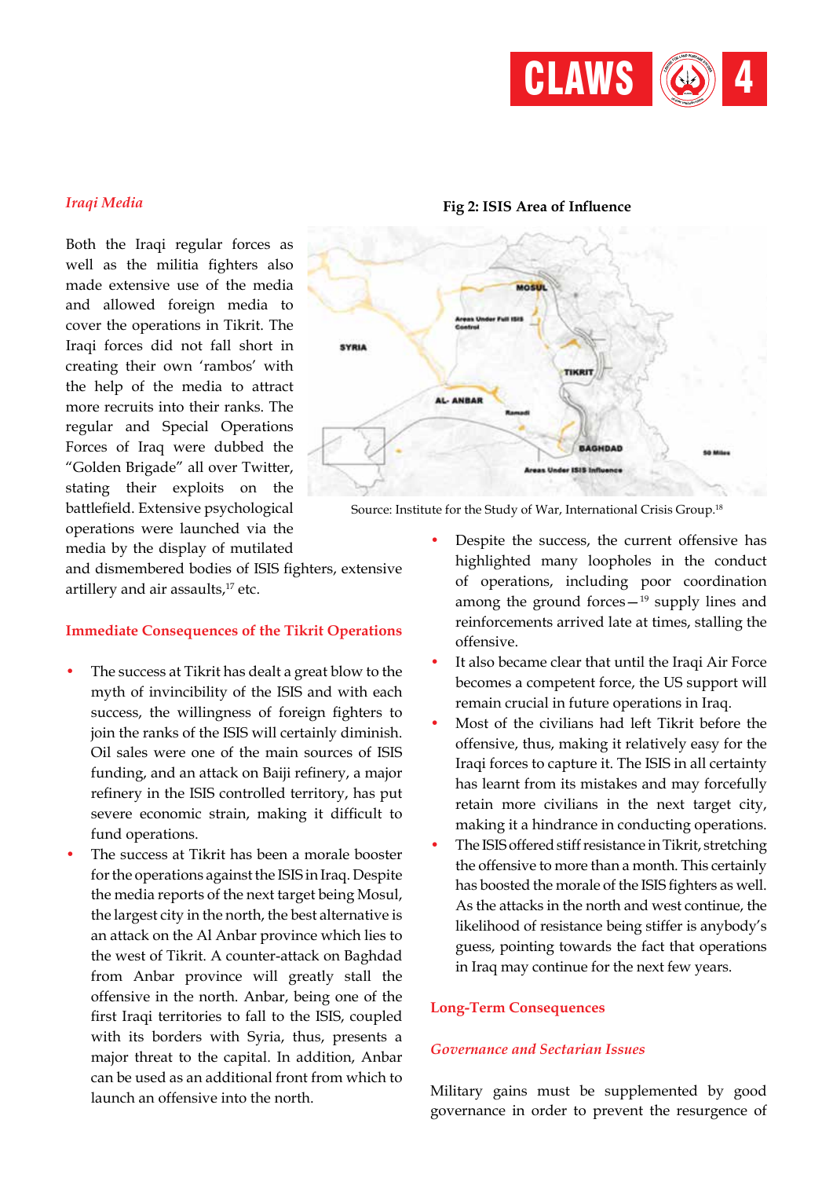### *Iraqi Media*

Both the Iraqi regular forces as well as the militia fighters also made extensive use of the media and allowed foreign media to cover the operations in Tikrit. The Iraqi forces did not fall short in creating their own 'rambos' with the help of the media to attract more recruits into their ranks. The regular and Special Operations Forces of Iraq were dubbed the "Golden Brigade" all over Twitter, stating their exploits on the battlefield. Extensive psychological operations were launched via the media by the display of mutilated and dismembered bodies of ISIS fighters, extensive artillery and air assaults,[17] etc.

**Fig 2: ISIS Area of Influence**

Source: Institute for the Study of War, International Crisis Group.[18]

### Immediate Consequences of the Tikrit Operations

- The success at Tikrit has dealt a great blow to the myth of invincibility of the ISIS and with each success, the willingness of foreign fighters to join the ranks of the ISIS will certainly diminish. Oil sales were one of the main sources of ISIS funding, and an attack on Baiji refinery, a major refinery in the ISIS controlled territory, has put severe economic strain, making it difficult to fund operations.
- The success at Tikrit has been a morale booster for the operations against the ISIS in Iraq. Despite the media reports of the next target being Mosul, the largest city in the north, the best alternative is an attack on the Al Anbar province which lies to the west of Tikrit. A counter-attack on Baghdad from Anbar province will greatly stall the offensive in the north. Anbar, being one of the first Iraqi territories to fall to the ISIS, coupled with its borders with Syria, thus, presents a major threat to the capital. In addition, Anbar can be used as an additional front from which to launch an offensive into the north.
- Despite the success, the current offensive has highlighted many loopholes in the conduct of operations, including poor coordination among the ground forces—[19] supply lines and reinforcements arrived late at times, stalling the offensive.
- It also became clear that until the Iraqi Air Force becomes a competent force, the US support will remain crucial in future operations in Iraq.
- Most of the civilians had left Tikrit before the offensive, thus, making it relatively easy for the Iraqi forces to capture it. The ISIS in all certainty has learnt from its mistakes and may forcefully retain more civilians in the next target city, making it a hindrance in conducting operations.
- The ISIS offered stiff resistance in Tikrit, stretching the offensive to more than a month. This certainly has boosted the morale of the ISIS fighters as well. As the attacks in the north and west continue, the likelihood of resistance being stiffer is anybody's guess, pointing towards the fact that operations in Iraq may continue for the next few years.

### Long-Term Consequences

#### *Governance and Sectarian Issues*

Military gains must be supplemented by good governance in order to prevent the resurgence of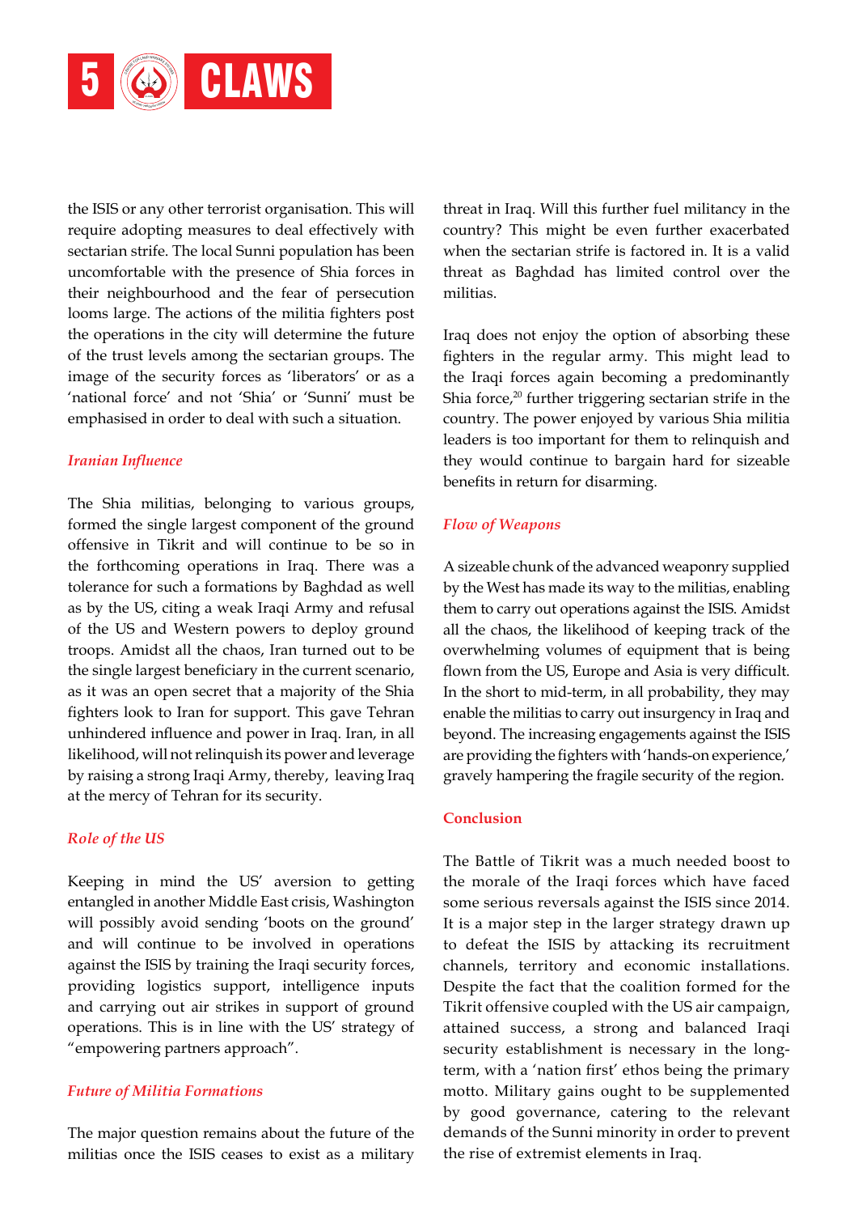the ISIS or any other terrorist organisation. This will require adopting measures to deal effectively with sectarian strife. The local Sunni population has been uncomfortable with the presence of Shia forces in their neighbourhood and the fear of persecution looms large. The actions of the militia fighters post the operations in the city will determine the future of the trust levels among the sectarian groups. The image of the security forces as 'liberators' or as a 'national force' and not 'Shia' or 'Sunni' must be emphasised in order to deal with such a situation.

### *Iranian Influence*

The Shia militias, belonging to various groups, formed the single largest component of the ground offensive in Tikrit and will continue to be so in the forthcoming operations in Iraq. There was a tolerance for such a formations by Baghdad as well as by the US, citing a weak Iraqi Army and refusal of the US and Western powers to deploy ground troops. Amidst all the chaos, Iran turned out to be the single largest beneficiary in the current scenario, as it was an open secret that a majority of the Shia fighters look to Iran for support. This gave Tehran unhindered influence and power in Iraq. Iran, in all likelihood, will not relinquish its power and leverage by raising a strong Iraqi Army, thereby, leaving Iraq at the mercy of Tehran for its security.

### *Role of the US*

Keeping in mind the US' aversion to getting entangled in another Middle East crisis, Washington will possibly avoid sending 'boots on the ground' and will continue to be involved in operations against the ISIS by training the Iraqi security forces, providing logistics support, intelligence inputs and carrying out air strikes in support of ground operations. This is in line with the US' strategy of "empowering partners approach".

### *Future of Militia Formations*

The major question remains about the future of the militias once the ISIS ceases to exist as a military threat in Iraq. Will this further fuel militancy in the country? This might be even further exacerbated when the sectarian strife is factored in. It is a valid threat as Baghdad has limited control over the militias.

Iraq does not enjoy the option of absorbing these fighters in the regular army. This might lead to the Iraqi forces again becoming a predominantly Shia force,[20] further triggering sectarian strife in the country. The power enjoyed by various Shia militia leaders is too important for them to relinquish and they would continue to bargain hard for sizeable benefits in return for disarming.

### *Flow of Weapons*

A sizeable chunk of the advanced weaponry supplied by the West has made its way to the militias, enabling them to carry out operations against the ISIS. Amidst all the chaos, the likelihood of keeping track of the overwhelming volumes of equipment that is being flown from the US, Europe and Asia is very difficult. In the short to mid-term, in all probability, they may enable the militias to carry out insurgency in Iraq and beyond. The increasing engagements against the ISIS are providing the fighters with 'hands-on experience,' gravely hampering the fragile security of the region.

## Conclusion

The Battle of Tikrit was a much needed boost to the morale of the Iraqi forces which have faced some serious reversals against the ISIS since 2014. It is a major step in the larger strategy drawn up to defeat the ISIS by attacking its recruitment channels, territory and economic installations. Despite the fact that the coalition formed for the Tikrit offensive coupled with the US air campaign, attained success, a strong and balanced Iraqi security establishment is necessary in the long-term, with a 'nation first' ethos being the primary motto. Military gains ought to be supplemented by good governance, catering to the relevant demands of the Sunni minority in order to prevent the rise of extremist elements in Iraq.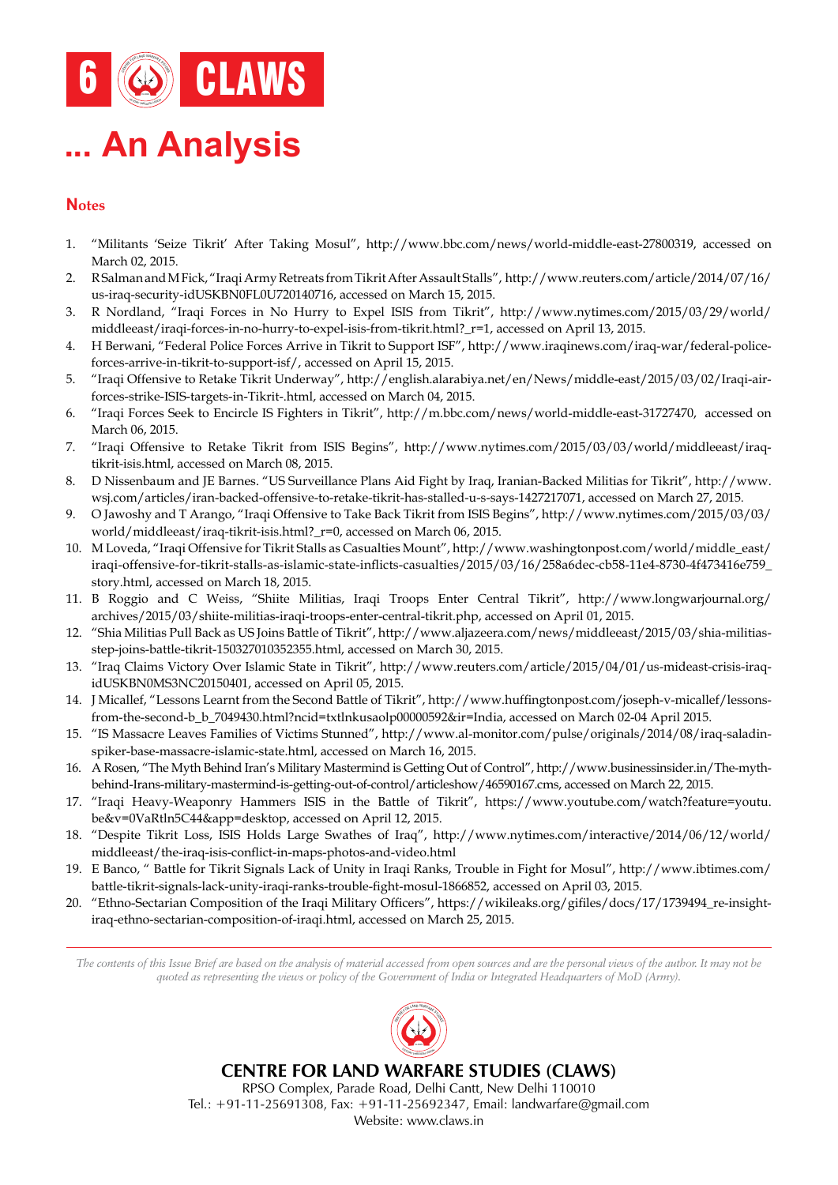# ... An Analysis

## Notes

1. "Militants 'Seize Tikrit' After Taking Mosul", http://www.bbc.com/news/world-middle-east-27800319, accessed on March 02, 2015.
2. R Salman and M Fick, "Iraqi Army Retreats from Tikrit After Assault Stalls", http://www.reuters.com/article/2014/07/16/us-iraq-security-idUSKBN0FL0U720140716, accessed on March 15, 2015.
3. R Nordland, "Iraqi Forces in No Hurry to Expel ISIS from Tikrit", http://www.nytimes.com/2015/03/29/world/middleeast/iraqi-forces-in-no-hurry-to-expel-isis-from-tikrit.html?_r=1, accessed on April 13, 2015.
4. H Berwani, "Federal Police Forces Arrive in Tikrit to Support ISF", http://www.iraqinews.com/iraq-war/federal-police-forces-arrive-in-tikrit-to-support-isf/, accessed on April 15, 2015.
5. "Iraqi Offensive to Retake Tikrit Underway", http://english.alarabiya.net/en/News/middle-east/2015/03/02/Iraqi-air-forces-strike-ISIS-targets-in-Tikrit-.html, accessed on March 04, 2015.
6. "Iraqi Forces Seek to Encircle IS Fighters in Tikrit", http://m.bbc.com/news/world-middle-east-31727470, accessed on March 06, 2015.
7. "Iraqi Offensive to Retake Tikrit from ISIS Begins", http://www.nytimes.com/2015/03/03/world/middleeast/iraq-tikrit-isis.html, accessed on March 08, 2015.
8. D Nissenbaum and JE Barnes. "US Surveillance Plans Aid Fight by Iraq, Iranian-Backed Militias for Tikrit", http://www.wsj.com/articles/iran-backed-offensive-to-retake-tikrit-has-stalled-u-s-says-1427217071, accessed on March 27, 2015.
9. O Jawoshy and T Arango, "Iraqi Offensive to Take Back Tikrit from ISIS Begins", http://www.nytimes.com/2015/03/03/world/middleeast/iraq-tikrit-isis.html?_r=0, accessed on March 06, 2015.
10. M Loveda, "Iraqi Offensive for Tikrit Stalls as Casualties Mount", http://www.washingtonpost.com/world/middle_east/iraqi-offensive-for-tikrit-stalls-as-islamic-state-inflicts-casualties/2015/03/16/258a6dec-cb58-11e4-8730-4f473416e759_story.html, accessed on March 18, 2015.
11. B Roggio and C Weiss, "Shiite Militias, Iraqi Troops Enter Central Tikrit", http://www.longwarjournal.org/archives/2015/03/shiite-militias-iraqi-troops-enter-central-tikrit.php, accessed on April 01, 2015.
12. "Shia Militias Pull Back as US Joins Battle of Tikrit", http://www.aljazeera.com/news/middleeast/2015/03/shia-militias-step-joins-battle-tikrit-150327010352355.html, accessed on March 30, 2015.
13. "Iraq Claims Victory Over Islamic State in Tikrit", http://www.reuters.com/article/2015/04/01/us-mideast-crisis-iraq-idUSKBN0MS3NC20150401, accessed on April 05, 2015.
14. J Micallef, "Lessons Learnt from the Second Battle of Tikrit", http://www.huffingtonpost.com/joseph-v-micallef/lessons-from-the-second-b_b_7049430.html?ncid=txtlnkusaolp00000592&ir=India, accessed on March 02-04 April 2015.
15. "IS Massacre Leaves Families of Victims Stunned", http://www.al-monitor.com/pulse/originals/2014/08/iraq-saladin-spiker-base-massacre-islamic-state.html, accessed on March 16, 2015.
16. A Rosen, "The Myth Behind Iran's Military Mastermind is Getting Out of Control", http://www.businessinsider.in/The-myth-behind-Irans-military-mastermind-is-getting-out-of-control/articleshow/46590167.cms, accessed on March 22, 2015.
17. "Iraqi Heavy-Weaponry Hammers ISIS in the Battle of Tikrit", https://www.youtube.com/watch?feature=youtu.be&v=0VaRtln5C44&app=desktop, accessed on April 12, 2015.
18. "Despite Tikrit Loss, ISIS Holds Large Swathes of Iraq", http://www.nytimes.com/interactive/2014/06/12/world/middleeast/the-iraq-isis-conflict-in-maps-photos-and-video.html
19. E Banco, " Battle for Tikrit Signals Lack of Unity in Iraqi Ranks, Trouble in Fight for Mosul", http://www.ibtimes.com/battle-tikrit-signals-lack-unity-iraqi-ranks-trouble-fight-mosul-1866852, accessed on April 03, 2015.
20. "Ethno-Sectarian Composition of the Iraqi Military Officers", https://wikileaks.org/gifiles/docs/17/1739494_re-insight-iraq-ethno-sectarian-composition-of-iraqi.html, accessed on March 25, 2015.

---

*The contents of this Issue Brief are based on the analysis of material accessed from open sources and are the personal views of the author. It may not be quoted as representing the views or policy of the Government of India or Integrated Headquarters of MoD (Army).*

**CENTRE FOR LAND WARFARE STUDIES (CLAWS)**
RPSO Complex, Parade Road, Delhi Cantt, New Delhi 110010
Tel.: +91-11-25691308, Fax: +91-11-25692347, Email: landwarfare@gmail.com
Website: www.claws.in